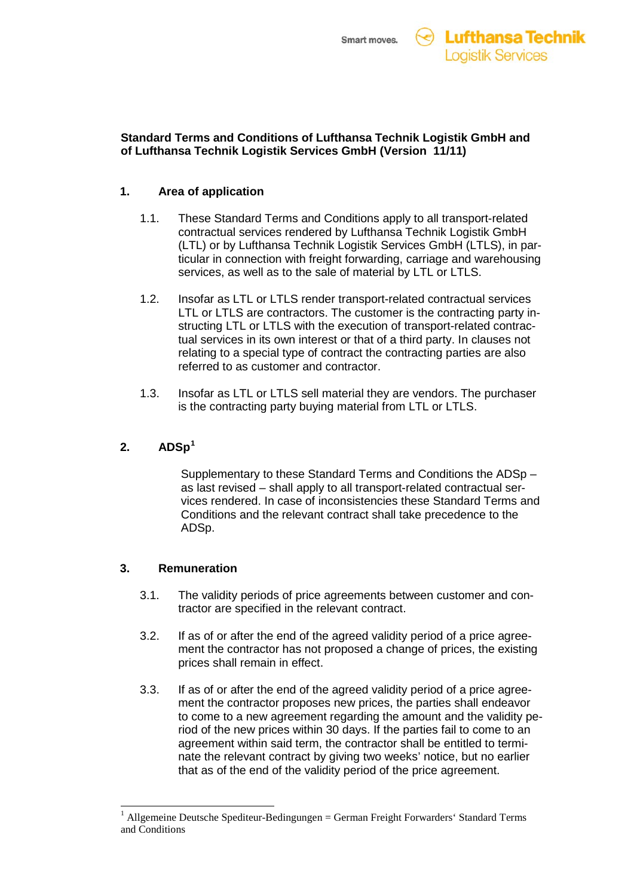**Standard Terms and Conditions of Lufthansa Technik Logistik GmbH and of Lufthansa Technik Logistik Services GmbH (Version 11/11)**

## 1. Area of application

1.1. These Standard Terms and Conditions apply to all transport-related contractual services rendered by Lufthansa Technik Logistik GmbH (LTL) or by Lufthansa Technik Logistik Services GmbH (LTLS), in particular in connection with freight forwarding, carriage and warehousing services, as well as to the sale of material by LTL or LTLS.

1.2. Insofar as LTL or LTLS render transport-related contractual services LTL or LTLS are contractors. The customer is the contracting party instructing LTL or LTLS with the execution of transport-related contractual services in its own interest or that of a third party. In clauses not relating to a special type of contract the contracting parties are also referred to as customer and contractor.

1.3. Insofar as LTL or LTLS sell material they are vendors. The purchaser is the contracting party buying material from LTL or LTLS.

## 2. ADSp[1]

Supplementary to these Standard Terms and Conditions the ADSp – as last revised – shall apply to all transport-related contractual services rendered. In case of inconsistencies these Standard Terms and Conditions and the relevant contract shall take precedence to the ADSp.

## 3. Remuneration

3.1. The validity periods of price agreements between customer and contractor are specified in the relevant contract.

3.2. If as of or after the end of the agreed validity period of a price agreement the contractor has not proposed a change of prices, the existing prices shall remain in effect.

3.3. If as of or after the end of the agreed validity period of a price agreement the contractor proposes new prices, the parties shall endeavor to come to a new agreement regarding the amount and the validity period of the new prices within 30 days. If the parties fail to come to an agreement within said term, the contractor shall be entitled to terminate the relevant contract by giving two weeks' notice, but no earlier that as of the end of the validity period of the price agreement.

---

[1] Allgemeine Deutsche Spediteur-Bedingungen = German Freight Forwarders' Standard Terms and Conditions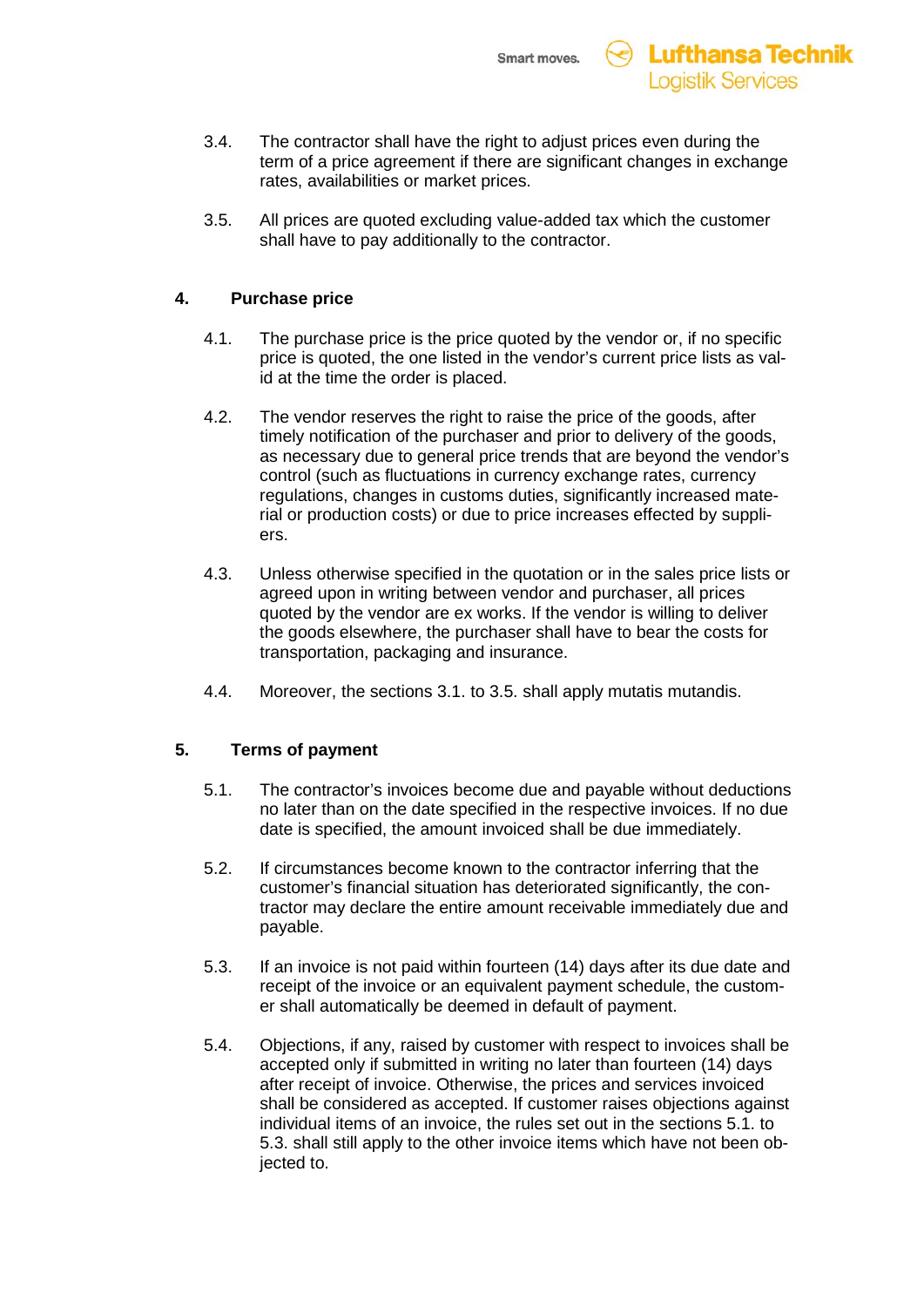3.4. The contractor shall have the right to adjust prices even during the term of a price agreement if there are significant changes in exchange rates, availabilities or market prices.

3.5. All prices are quoted excluding value-added tax which the customer shall have to pay additionally to the contractor.

## 4. Purchase price

4.1. The purchase price is the price quoted by the vendor or, if no specific price is quoted, the one listed in the vendor's current price lists as valid at the time the order is placed.

4.2. The vendor reserves the right to raise the price of the goods, after timely notification of the purchaser and prior to delivery of the goods, as necessary due to general price trends that are beyond the vendor's control (such as fluctuations in currency exchange rates, currency regulations, changes in customs duties, significantly increased material or production costs) or due to price increases effected by suppliers.

4.3. Unless otherwise specified in the quotation or in the sales price lists or agreed upon in writing between vendor and purchaser, all prices quoted by the vendor are ex works. If the vendor is willing to deliver the goods elsewhere, the purchaser shall have to bear the costs for transportation, packaging and insurance.

4.4. Moreover, the sections 3.1. to 3.5. shall apply mutatis mutandis.

## 5. Terms of payment

5.1. The contractor's invoices become due and payable without deductions no later than on the date specified in the respective invoices. If no due date is specified, the amount invoiced shall be due immediately.

5.2. If circumstances become known to the contractor inferring that the customer's financial situation has deteriorated significantly, the contractor may declare the entire amount receivable immediately due and payable.

5.3. If an invoice is not paid within fourteen (14) days after its due date and receipt of the invoice or an equivalent payment schedule, the customer shall automatically be deemed in default of payment.

5.4. Objections, if any, raised by customer with respect to invoices shall be accepted only if submitted in writing no later than fourteen (14) days after receipt of invoice. Otherwise, the prices and services invoiced shall be considered as accepted. If customer raises objections against individual items of an invoice, the rules set out in the sections 5.1. to 5.3. shall still apply to the other invoice items which have not been objected to.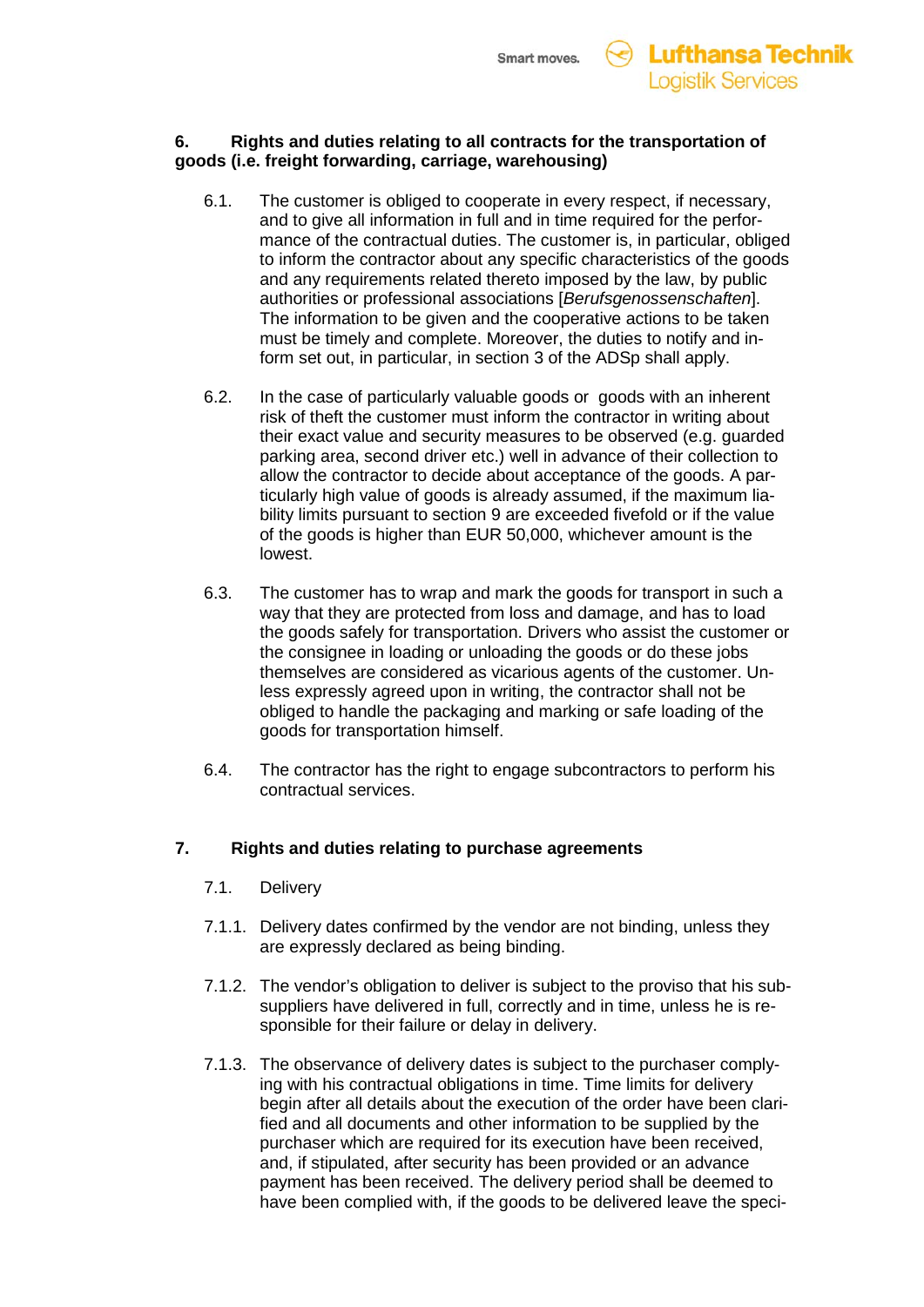## 6. Rights and duties relating to all contracts for the transportation of goods (i.e. freight forwarding, carriage, warehousing)

6.1. The customer is obliged to cooperate in every respect, if necessary, and to give all information in full and in time required for the performance of the contractual duties. The customer is, in particular, obliged to inform the contractor about any specific characteristics of the goods and any requirements related thereto imposed by the law, by public authorities or professional associations [*Berufsgenossenschaften*]. The information to be given and the cooperative actions to be taken must be timely and complete. Moreover, the duties to notify and inform set out, in particular, in section 3 of the ADSp shall apply.

6.2. In the case of particularly valuable goods or goods with an inherent risk of theft the customer must inform the contractor in writing about their exact value and security measures to be observed (e.g. guarded parking area, second driver etc.) well in advance of their collection to allow the contractor to decide about acceptance of the goods. A particularly high value of goods is already assumed, if the maximum liability limits pursuant to section 9 are exceeded fivefold or if the value of the goods is higher than EUR 50,000, whichever amount is the lowest.

6.3. The customer has to wrap and mark the goods for transport in such a way that they are protected from loss and damage, and has to load the goods safely for transportation. Drivers who assist the customer or the consignee in loading or unloading the goods or do these jobs themselves are considered as vicarious agents of the customer. Unless expressly agreed upon in writing, the contractor shall not be obliged to handle the packaging and marking or safe loading of the goods for transportation himself.

6.4. The contractor has the right to engage subcontractors to perform his contractual services.

## 7. Rights and duties relating to purchase agreements

7.1. Delivery

7.1.1. Delivery dates confirmed by the vendor are not binding, unless they are expressly declared as being binding.

7.1.2. The vendor's obligation to deliver is subject to the proviso that his sub-suppliers have delivered in full, correctly and in time, unless he is responsible for their failure or delay in delivery.

7.1.3. The observance of delivery dates is subject to the purchaser complying with his contractual obligations in time. Time limits for delivery begin after all details about the execution of the order have been clarified and all documents and other information to be supplied by the purchaser which are required for its execution have been received, and, if stipulated, after security has been provided or an advance payment has been received. The delivery period shall be deemed to have been complied with, if the goods to be delivered leave the speci-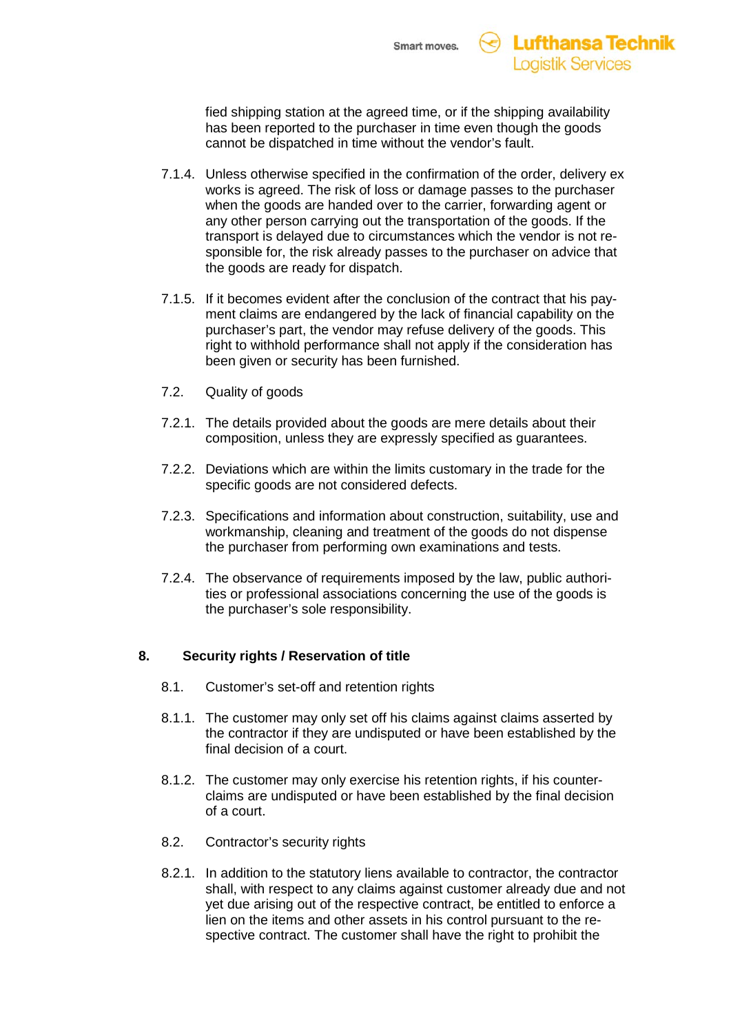fied shipping station at the agreed time, or if the shipping availability has been reported to the purchaser in time even though the goods cannot be dispatched in time without the vendor's fault.

7.1.4. Unless otherwise specified in the confirmation of the order, delivery ex works is agreed. The risk of loss or damage passes to the purchaser when the goods are handed over to the carrier, forwarding agent or any other person carrying out the transportation of the goods. If the transport is delayed due to circumstances which the vendor is not responsible for, the risk already passes to the purchaser on advice that the goods are ready for dispatch.

7.1.5. If it becomes evident after the conclusion of the contract that his payment claims are endangered by the lack of financial capability on the purchaser's part, the vendor may refuse delivery of the goods. This right to withhold performance shall not apply if the consideration has been given or security has been furnished.

7.2. Quality of goods

7.2.1. The details provided about the goods are mere details about their composition, unless they are expressly specified as guarantees.

7.2.2. Deviations which are within the limits customary in the trade for the specific goods are not considered defects.

7.2.3. Specifications and information about construction, suitability, use and workmanship, cleaning and treatment of the goods do not dispense the purchaser from performing own examinations and tests.

7.2.4. The observance of requirements imposed by the law, public authorities or professional associations concerning the use of the goods is the purchaser's sole responsibility.

## 8. Security rights / Reservation of title

8.1. Customer's set-off and retention rights

8.1.1. The customer may only set off his claims against claims asserted by the contractor if they are undisputed or have been established by the final decision of a court.

8.1.2. The customer may only exercise his retention rights, if his counterclaims are undisputed or have been established by the final decision of a court.

8.2. Contractor's security rights

8.2.1. In addition to the statutory liens available to contractor, the contractor shall, with respect to any claims against customer already due and not yet due arising out of the respective contract, be entitled to enforce a lien on the items and other assets in his control pursuant to the respective contract. The customer shall have the right to prohibit the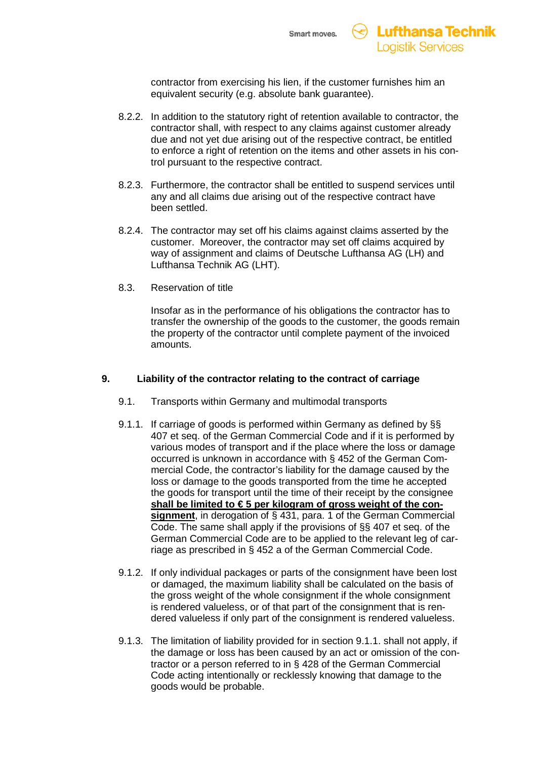contractor from exercising his lien, if the customer furnishes him an equivalent security (e.g. absolute bank guarantee).

8.2.2. In addition to the statutory right of retention available to contractor, the contractor shall, with respect to any claims against customer already due and not yet due arising out of the respective contract, be entitled to enforce a right of retention on the items and other assets in his control pursuant to the respective contract.

8.2.3. Furthermore, the contractor shall be entitled to suspend services until any and all claims due arising out of the respective contract have been settled.

8.2.4. The contractor may set off his claims against claims asserted by the customer. Moreover, the contractor may set off claims acquired by way of assignment and claims of Deutsche Lufthansa AG (LH) and Lufthansa Technik AG (LHT).

8.3. Reservation of title

Insofar as in the performance of his obligations the contractor has to transfer the ownership of the goods to the customer, the goods remain the property of the contractor until complete payment of the invoiced amounts.

## 9. Liability of the contractor relating to the contract of carriage

9.1. Transports within Germany and multimodal transports

9.1.1. If carriage of goods is performed within Germany as defined by §§ 407 et seq. of the German Commercial Code and if it is performed by various modes of transport and if the place where the loss or damage occurred is unknown in accordance with § 452 of the German Commercial Code, the contractor's liability for the damage caused by the loss or damage to the goods transported from the time he accepted the goods for transport until the time of their receipt by the consignee **shall be limited to € 5 per kilogram of gross weight of the consignment**, in derogation of § 431, para. 1 of the German Commercial Code. The same shall apply if the provisions of §§ 407 et seq. of the German Commercial Code are to be applied to the relevant leg of carriage as prescribed in § 452 a of the German Commercial Code.

9.1.2. If only individual packages or parts of the consignment have been lost or damaged, the maximum liability shall be calculated on the basis of the gross weight of the whole consignment if the whole consignment is rendered valueless, or of that part of the consignment that is rendered valueless if only part of the consignment is rendered valueless.

9.1.3. The limitation of liability provided for in section 9.1.1. shall not apply, if the damage or loss has been caused by an act or omission of the contractor or a person referred to in § 428 of the German Commercial Code acting intentionally or recklessly knowing that damage to the goods would be probable.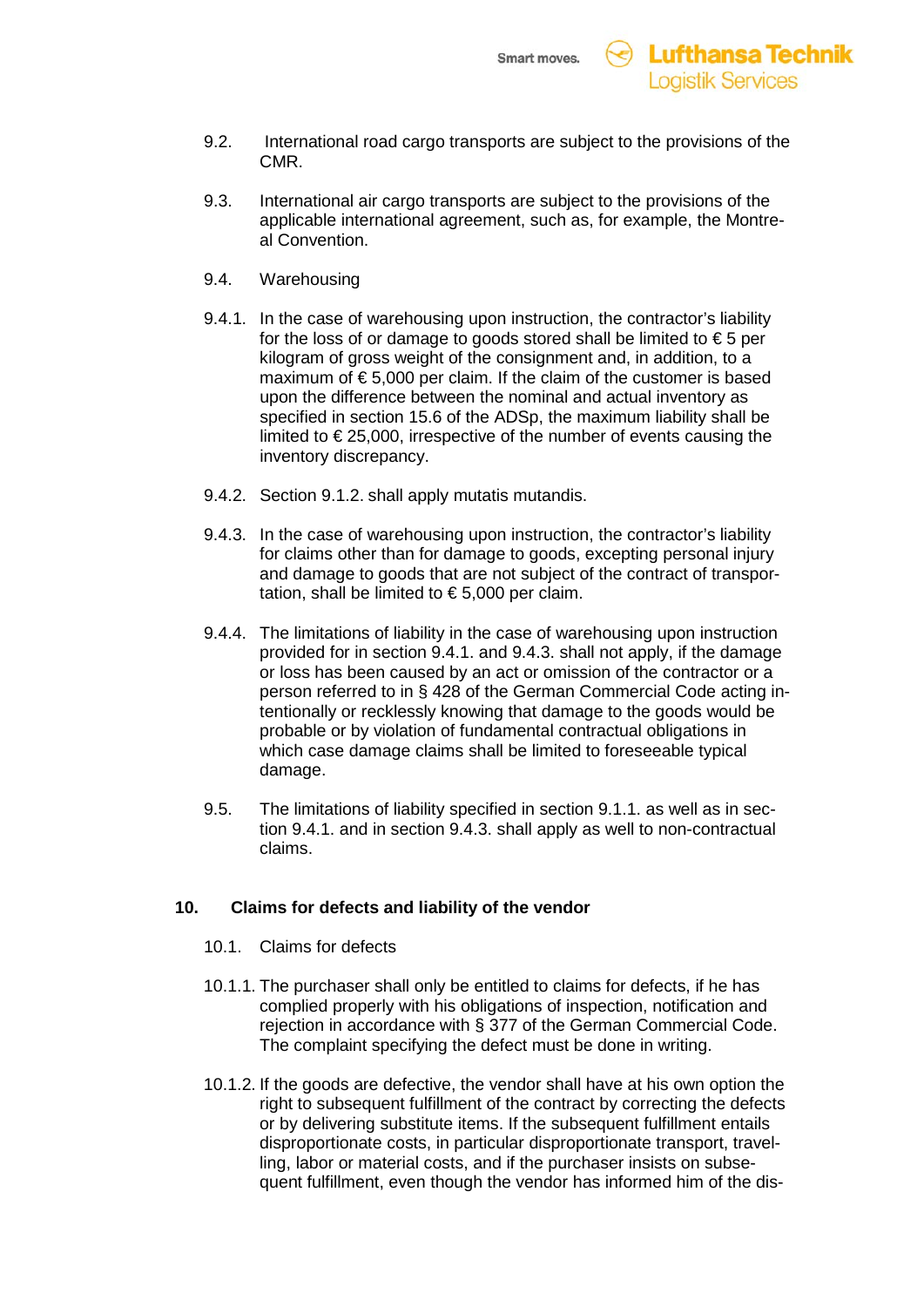9.2. International road cargo transports are subject to the provisions of the CMR.

9.3. International air cargo transports are subject to the provisions of the applicable international agreement, such as, for example, the Montreal Convention.

9.4. Warehousing

9.4.1. In the case of warehousing upon instruction, the contractor's liability for the loss of or damage to goods stored shall be limited to € 5 per kilogram of gross weight of the consignment and, in addition, to a maximum of € 5,000 per claim. If the claim of the customer is based upon the difference between the nominal and actual inventory as specified in section 15.6 of the ADSp, the maximum liability shall be limited to € 25,000, irrespective of the number of events causing the inventory discrepancy.

9.4.2. Section 9.1.2. shall apply mutatis mutandis.

9.4.3. In the case of warehousing upon instruction, the contractor's liability for claims other than for damage to goods, excepting personal injury and damage to goods that are not subject of the contract of transportation, shall be limited to € 5,000 per claim.

9.4.4. The limitations of liability in the case of warehousing upon instruction provided for in section 9.4.1. and 9.4.3. shall not apply, if the damage or loss has been caused by an act or omission of the contractor or a person referred to in § 428 of the German Commercial Code acting intentionally or recklessly knowing that damage to the goods would be probable or by violation of fundamental contractual obligations in which case damage claims shall be limited to foreseeable typical damage.

9.5. The limitations of liability specified in section 9.1.1. as well as in section 9.4.1. and in section 9.4.3. shall apply as well to non-contractual claims.

## 10. Claims for defects and liability of the vendor

10.1. Claims for defects

10.1.1. The purchaser shall only be entitled to claims for defects, if he has complied properly with his obligations of inspection, notification and rejection in accordance with § 377 of the German Commercial Code. The complaint specifying the defect must be done in writing.

10.1.2. If the goods are defective, the vendor shall have at his own option the right to subsequent fulfillment of the contract by correcting the defects or by delivering substitute items. If the subsequent fulfillment entails disproportionate costs, in particular disproportionate transport, travelling, labor or material costs, and if the purchaser insists on subsequent fulfillment, even though the vendor has informed him of the dis-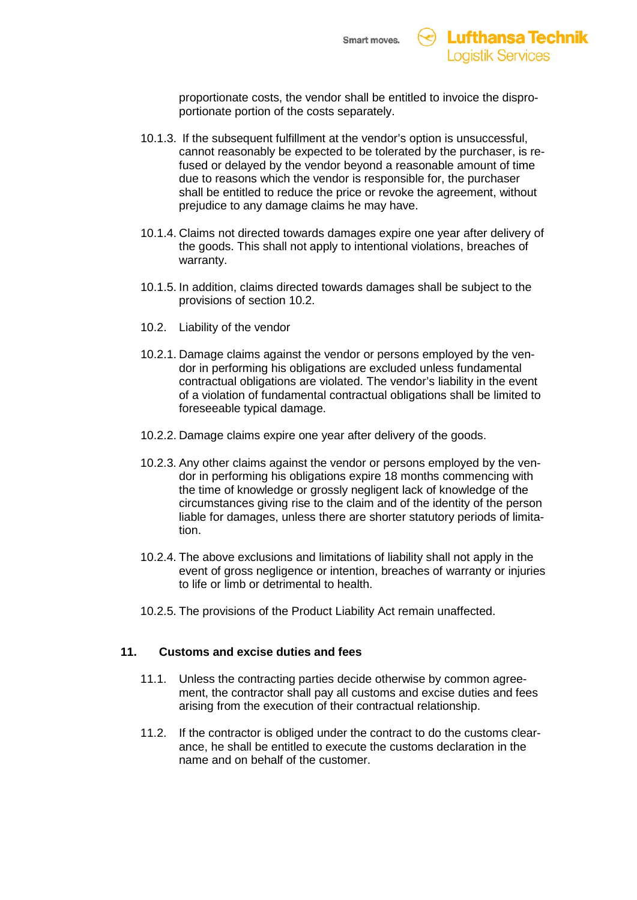proportionate costs, the vendor shall be entitled to invoice the disproportionate portion of the costs separately.

10.1.3. If the subsequent fulfillment at the vendor's option is unsuccessful, cannot reasonably be expected to be tolerated by the purchaser, is refused or delayed by the vendor beyond a reasonable amount of time due to reasons which the vendor is responsible for, the purchaser shall be entitled to reduce the price or revoke the agreement, without prejudice to any damage claims he may have.

10.1.4. Claims not directed towards damages expire one year after delivery of the goods. This shall not apply to intentional violations, breaches of warranty.

10.1.5. In addition, claims directed towards damages shall be subject to the provisions of section 10.2.

10.2. Liability of the vendor

10.2.1. Damage claims against the vendor or persons employed by the vendor in performing his obligations are excluded unless fundamental contractual obligations are violated. The vendor's liability in the event of a violation of fundamental contractual obligations shall be limited to foreseeable typical damage.

10.2.2. Damage claims expire one year after delivery of the goods.

10.2.3. Any other claims against the vendor or persons employed by the vendor in performing his obligations expire 18 months commencing with the time of knowledge or grossly negligent lack of knowledge of the circumstances giving rise to the claim and of the identity of the person liable for damages, unless there are shorter statutory periods of limitation.

10.2.4. The above exclusions and limitations of liability shall not apply in the event of gross negligence or intention, breaches of warranty or injuries to life or limb or detrimental to health.

10.2.5. The provisions of the Product Liability Act remain unaffected.

## 11. Customs and excise duties and fees

11.1. Unless the contracting parties decide otherwise by common agreement, the contractor shall pay all customs and excise duties and fees arising from the execution of their contractual relationship.

11.2. If the contractor is obliged under the contract to do the customs clearance, he shall be entitled to execute the customs declaration in the name and on behalf of the customer.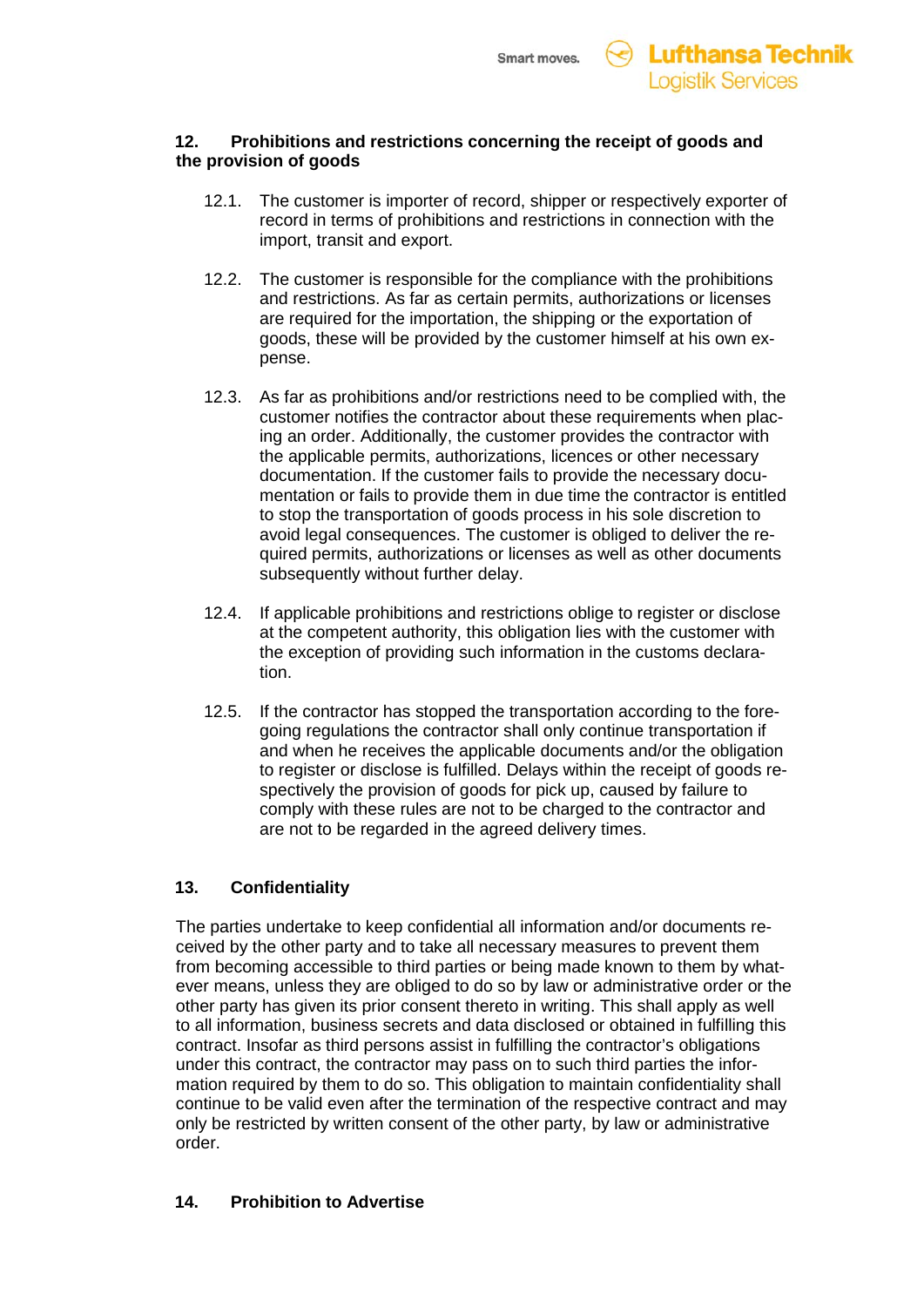## 12. Prohibitions and restrictions concerning the receipt of goods and the provision of goods

12.1. The customer is importer of record, shipper or respectively exporter of record in terms of prohibitions and restrictions in connection with the import, transit and export.

12.2. The customer is responsible for the compliance with the prohibitions and restrictions. As far as certain permits, authorizations or licenses are required for the importation, the shipping or the exportation of goods, these will be provided by the customer himself at his own expense.

12.3. As far as prohibitions and/or restrictions need to be complied with, the customer notifies the contractor about these requirements when placing an order. Additionally, the customer provides the contractor with the applicable permits, authorizations, licences or other necessary documentation. If the customer fails to provide the necessary documentation or fails to provide them in due time the contractor is entitled to stop the transportation of goods process in his sole discretion to avoid legal consequences. The customer is obliged to deliver the required permits, authorizations or licenses as well as other documents subsequently without further delay.

12.4. If applicable prohibitions and restrictions oblige to register or disclose at the competent authority, this obligation lies with the customer with the exception of providing such information in the customs declaration.

12.5. If the contractor has stopped the transportation according to the foregoing regulations the contractor shall only continue transportation if and when he receives the applicable documents and/or the obligation to register or disclose is fulfilled. Delays within the receipt of goods respectively the provision of goods for pick up, caused by failure to comply with these rules are not to be charged to the contractor and are not to be regarded in the agreed delivery times.

## 13. Confidentiality

The parties undertake to keep confidential all information and/or documents received by the other party and to take all necessary measures to prevent them from becoming accessible to third parties or being made known to them by whatever means, unless they are obliged to do so by law or administrative order or the other party has given its prior consent thereto in writing. This shall apply as well to all information, business secrets and data disclosed or obtained in fulfilling this contract. Insofar as third persons assist in fulfilling the contractor's obligations under this contract, the contractor may pass on to such third parties the information required by them to do so. This obligation to maintain confidentiality shall continue to be valid even after the termination of the respective contract and may only be restricted by written consent of the other party, by law or administrative order.

## 14. Prohibition to Advertise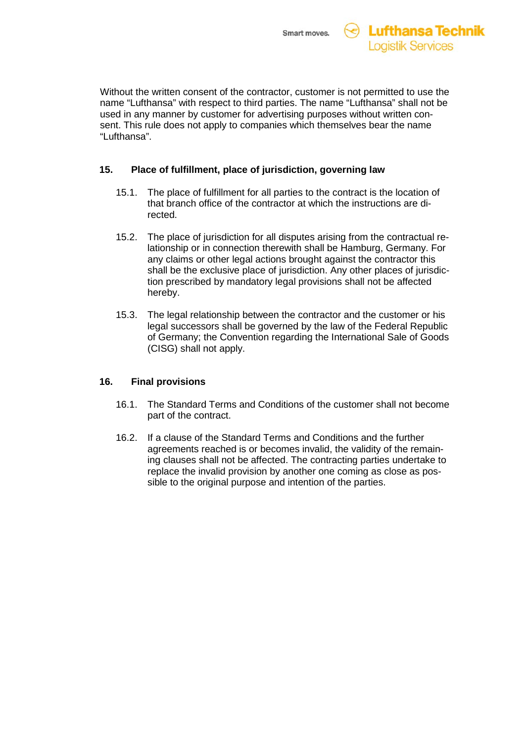Without the written consent of the contractor, customer is not permitted to use the name "Lufthansa" with respect to third parties. The name "Lufthansa" shall not be used in any manner by customer for advertising purposes without written consent. This rule does not apply to companies which themselves bear the name "Lufthansa".

## 15. Place of fulfillment, place of jurisdiction, governing law

15.1. The place of fulfillment for all parties to the contract is the location of that branch office of the contractor at which the instructions are directed.

15.2. The place of jurisdiction for all disputes arising from the contractual relationship or in connection therewith shall be Hamburg, Germany. For any claims or other legal actions brought against the contractor this shall be the exclusive place of jurisdiction. Any other places of jurisdiction prescribed by mandatory legal provisions shall not be affected hereby.

15.3. The legal relationship between the contractor and the customer or his legal successors shall be governed by the law of the Federal Republic of Germany; the Convention regarding the International Sale of Goods (CISG) shall not apply.

## 16. Final provisions

16.1. The Standard Terms and Conditions of the customer shall not become part of the contract.

16.2. If a clause of the Standard Terms and Conditions and the further agreements reached is or becomes invalid, the validity of the remaining clauses shall not be affected. The contracting parties undertake to replace the invalid provision by another one coming as close as possible to the original purpose and intention of the parties.